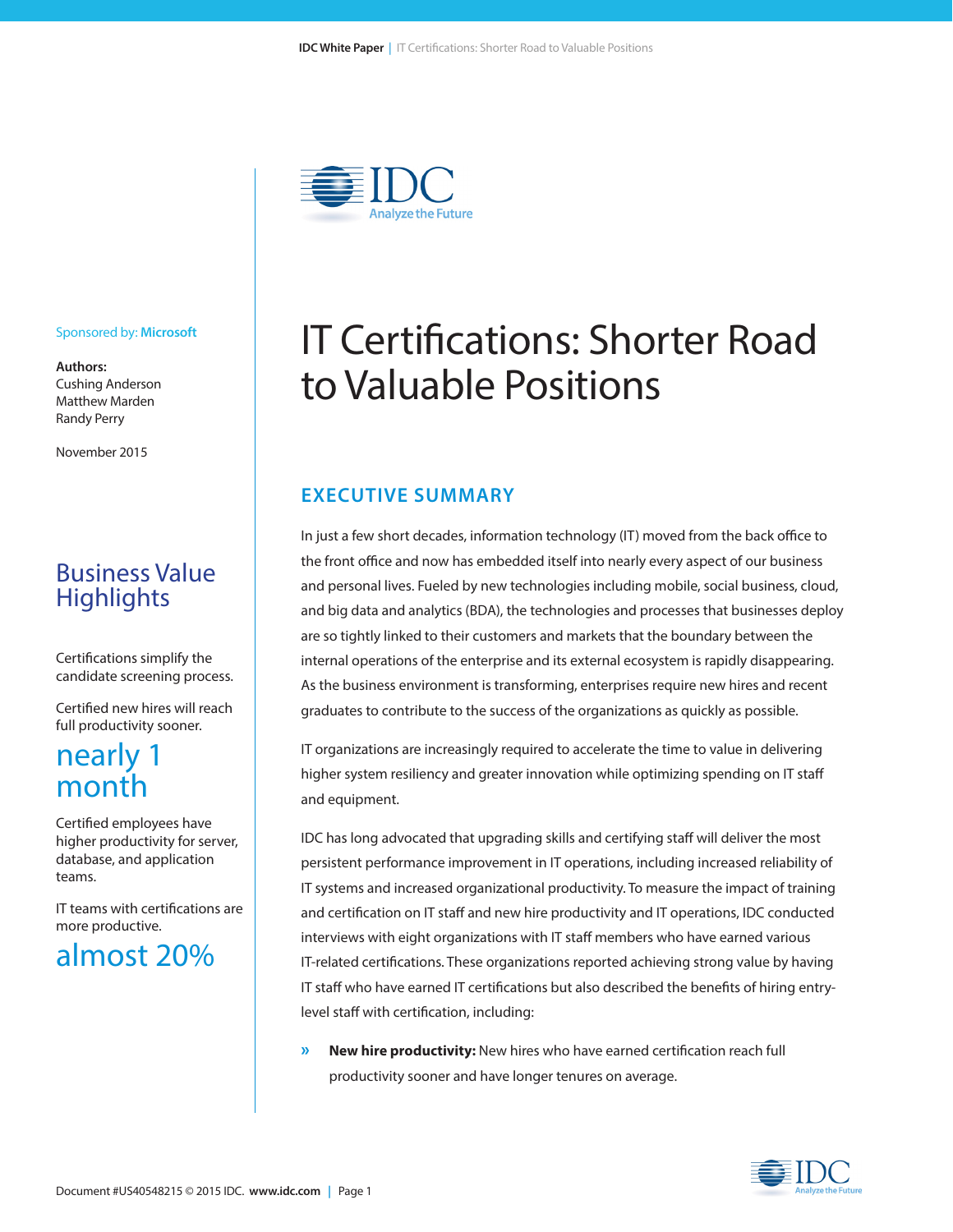Sponsored by: Microsoft

**Authors:**
Cushing Anderson
Matthew Marden
Randy Perry

November 2015

# IT Certifications: Shorter Road to Valuable Positions

## Business Value Highlights

Certifications simplify the candidate screening process.

Certified new hires will reach full productivity sooner.

**nearly 1 month**

Certified employees have higher productivity for server, database, and application teams.

IT teams with certifications are more productive.

**almost 20%**

## EXECUTIVE SUMMARY

In just a few short decades, information technology (IT) moved from the back office to the front office and now has embedded itself into nearly every aspect of our business and personal lives. Fueled by new technologies including mobile, social business, cloud, and big data and analytics (BDA), the technologies and processes that businesses deploy are so tightly linked to their customers and markets that the boundary between the internal operations of the enterprise and its external ecosystem is rapidly disappearing. As the business environment is transforming, enterprises require new hires and recent graduates to contribute to the success of the organizations as quickly as possible.

IT organizations are increasingly required to accelerate the time to value in delivering higher system resiliency and greater innovation while optimizing spending on IT staff and equipment.

IDC has long advocated that upgrading skills and certifying staff will deliver the most persistent performance improvement in IT operations, including increased reliability of IT systems and increased organizational productivity. To measure the impact of training and certification on IT staff and new hire productivity and IT operations, IDC conducted interviews with eight organizations with IT staff members who have earned various IT-related certifications. These organizations reported achieving strong value by having IT staff who have earned IT certifications but also described the benefits of hiring entry-level staff with certification, including:

- **New hire productivity:** New hires who have earned certification reach full productivity sooner and have longer tenures on average.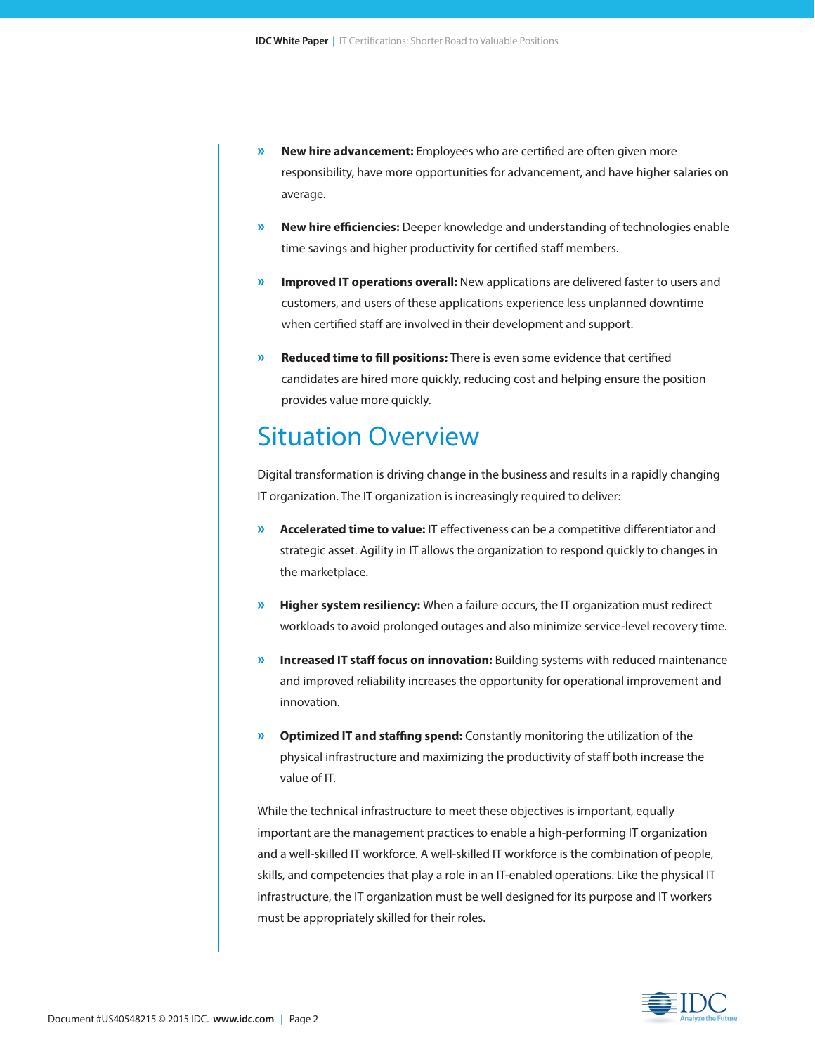- **New hire advancement:** Employees who are certified are often given more responsibility, have more opportunities for advancement, and have higher salaries on average.
- **New hire efficiencies:** Deeper knowledge and understanding of technologies enable time savings and higher productivity for certified staff members.
- **Improved IT operations overall:** New applications are delivered faster to users and customers, and users of these applications experience less unplanned downtime when certified staff are involved in their development and support.
- **Reduced time to fill positions:** There is even some evidence that certified candidates are hired more quickly, reducing cost and helping ensure the position provides value more quickly.

# Situation Overview

Digital transformation is driving change in the business and results in a rapidly changing IT organization. The IT organization is increasingly required to deliver:

- **Accelerated time to value:** IT effectiveness can be a competitive differentiator and strategic asset. Agility in IT allows the organization to respond quickly to changes in the marketplace.
- **Higher system resiliency:** When a failure occurs, the IT organization must redirect workloads to avoid prolonged outages and also minimize service-level recovery time.
- **Increased IT staff focus on innovation:** Building systems with reduced maintenance and improved reliability increases the opportunity for operational improvement and innovation.
- **Optimized IT and staffing spend:** Constantly monitoring the utilization of the physical infrastructure and maximizing the productivity of staff both increase the value of IT.

While the technical infrastructure to meet these objectives is important, equally important are the management practices to enable a high-performing IT organization and a well-skilled IT workforce. A well-skilled IT workforce is the combination of people, skills, and competencies that play a role in an IT-enabled operations. Like the physical IT infrastructure, the IT organization must be well designed for its purpose and IT workers must be appropriately skilled for their roles.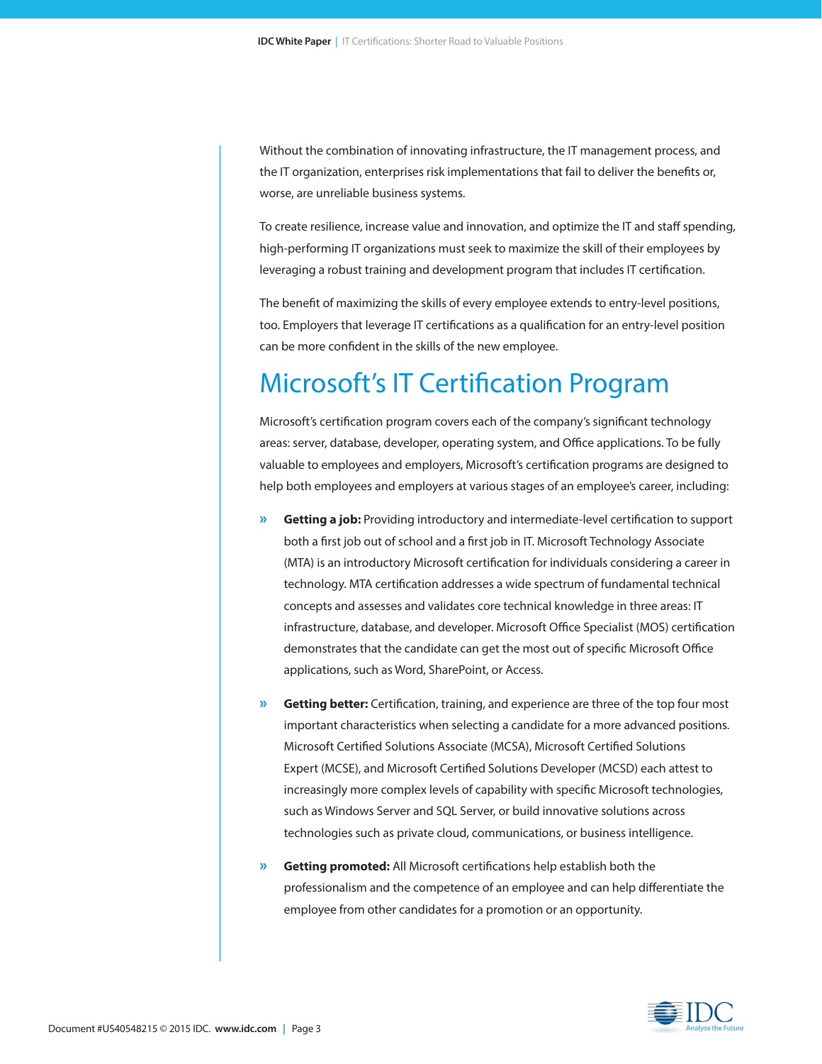Without the combination of innovating infrastructure, the IT management process, and the IT organization, enterprises risk implementations that fail to deliver the benefits or, worse, are unreliable business systems.

To create resilience, increase value and innovation, and optimize the IT and staff spending, high-performing IT organizations must seek to maximize the skill of their employees by leveraging a robust training and development program that includes IT certification.

The benefit of maximizing the skills of every employee extends to entry-level positions, too. Employers that leverage IT certifications as a qualification for an entry-level position can be more confident in the skills of the new employee.

## Microsoft's IT Certification Program

Microsoft's certification program covers each of the company's significant technology areas: server, database, developer, operating system, and Office applications. To be fully valuable to employees and employers, Microsoft's certification programs are designed to help both employees and employers at various stages of an employee's career, including:

- **Getting a job:** Providing introductory and intermediate-level certification to support both a first job out of school and a first job in IT. Microsoft Technology Associate (MTA) is an introductory Microsoft certification for individuals considering a career in technology. MTA certification addresses a wide spectrum of fundamental technical concepts and assesses and validates core technical knowledge in three areas: IT infrastructure, database, and developer. Microsoft Office Specialist (MOS) certification demonstrates that the candidate can get the most out of specific Microsoft Office applications, such as Word, SharePoint, or Access.
- **Getting better:** Certification, training, and experience are three of the top four most important characteristics when selecting a candidate for a more advanced positions. Microsoft Certified Solutions Associate (MCSA), Microsoft Certified Solutions Expert (MCSE), and Microsoft Certified Solutions Developer (MCSD) each attest to increasingly more complex levels of capability with specific Microsoft technologies, such as Windows Server and SQL Server, or build innovative solutions across technologies such as private cloud, communications, or business intelligence.
- **Getting promoted:** All Microsoft certifications help establish both the professionalism and the competence of an employee and can help differentiate the employee from other candidates for a promotion or an opportunity.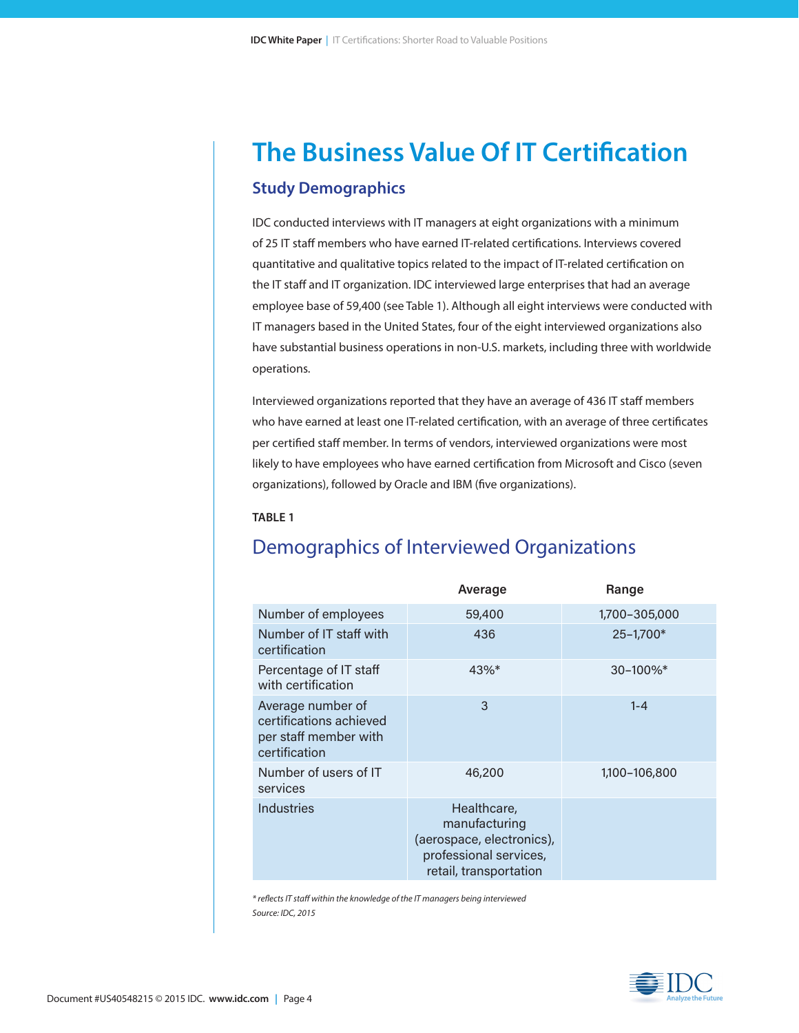# The Business Value Of IT Certification

## Study Demographics

IDC conducted interviews with IT managers at eight organizations with a minimum of 25 IT staff members who have earned IT-related certifications. Interviews covered quantitative and qualitative topics related to the impact of IT-related certification on the IT staff and IT organization. IDC interviewed large enterprises that had an average employee base of 59,400 (see Table 1). Although all eight interviews were conducted with IT managers based in the United States, four of the eight interviewed organizations also have substantial business operations in non-U.S. markets, including three with worldwide operations.

Interviewed organizations reported that they have an average of 436 IT staff members who have earned at least one IT-related certification, with an average of three certificates per certified staff member. In terms of vendors, interviewed organizations were most likely to have employees who have earned certification from Microsoft and Cisco (seven organizations), followed by Oracle and IBM (five organizations).

**TABLE 1**

### Demographics of Interviewed Organizations

| | Average | Range |
|---|---|---|
| Number of employees | 59,400 | 1,700–305,000 |
| Number of IT staff with certification | 436 | 25–1,700* |
| Percentage of IT staff with certification | 43%* | 30–100%* |
| Average number of certifications achieved per staff member with certification | 3 | 1-4 |
| Number of users of IT services | 46,200 | 1,100–106,800 |
| Industries | Healthcare, manufacturing (aerospace, electronics), professional services, retail, transportation | |

*\* reflects IT staff within the knowledge of the IT managers being interviewed*

*Source: IDC, 2015*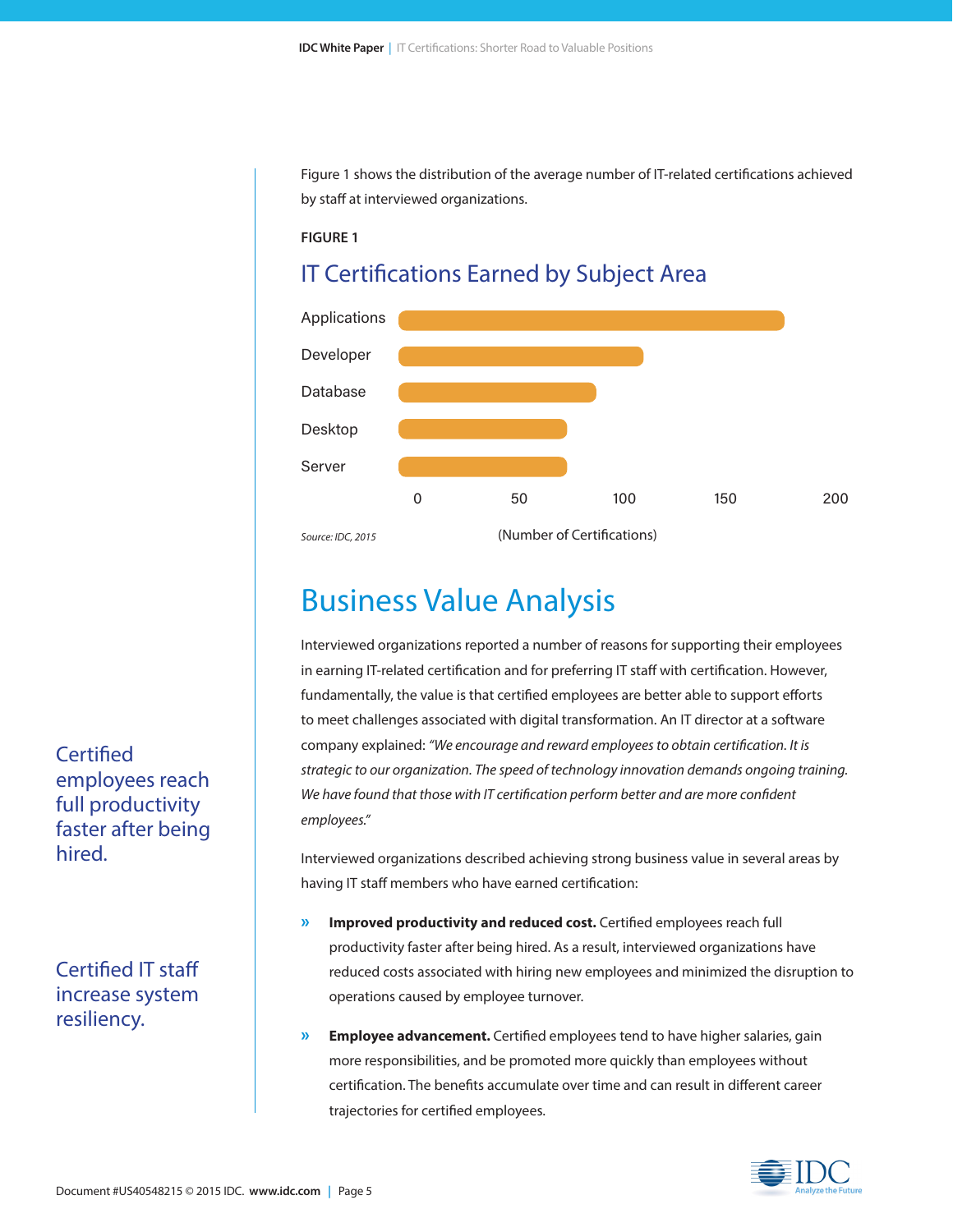Figure 1 shows the distribution of the average number of IT-related certifications achieved by staff at interviewed organizations.

**FIGURE 1**

## IT Certifications Earned by Subject Area

Applications

Developer

Database

Desktop

Server

0 50 100 150 200

(Number of Certifications)

*Source: IDC, 2015*

# Business Value Analysis

Interviewed organizations reported a number of reasons for supporting their employees in earning IT-related certification and for preferring IT staff with certification. However, fundamentally, the value is that certified employees are better able to support efforts to meet challenges associated with digital transformation. An IT director at a software company explained: *"We encourage and reward employees to obtain certification. It is strategic to our organization. The speed of technology innovation demands ongoing training. We have found that those with IT certification perform better and are more confident employees."*

Certified employees reach full productivity faster after being hired.

Certified IT staff increase system resiliency.

Interviewed organizations described achieving strong business value in several areas by having IT staff members who have earned certification:

- **Improved productivity and reduced cost.** Certified employees reach full productivity faster after being hired. As a result, interviewed organizations have reduced costs associated with hiring new employees and minimized the disruption to operations caused by employee turnover.
- **Employee advancement.** Certified employees tend to have higher salaries, gain more responsibilities, and be promoted more quickly than employees without certification. The benefits accumulate over time and can result in different career trajectories for certified employees.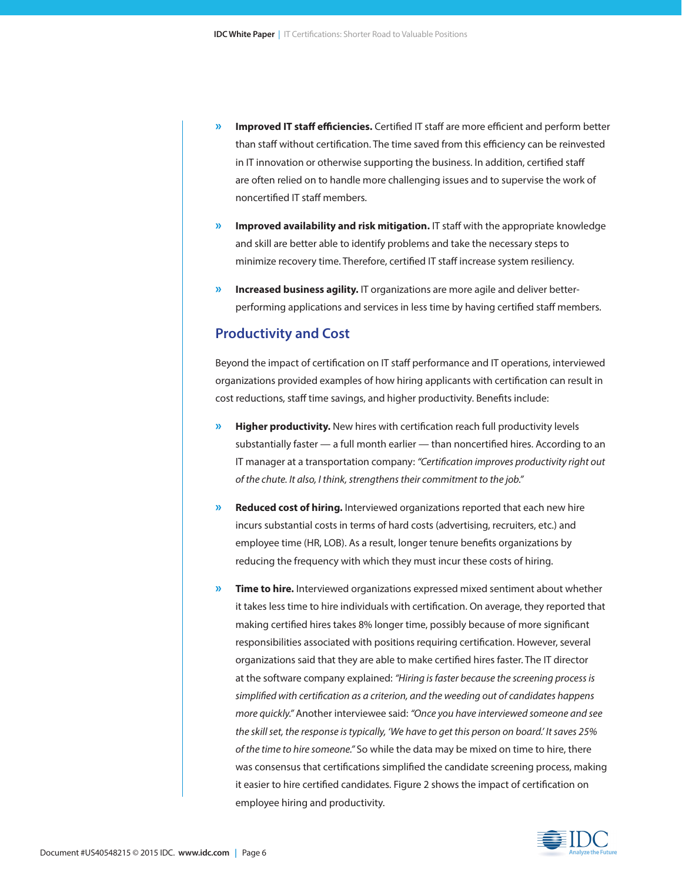- **Improved IT staff efficiencies.** Certified IT staff are more efficient and perform better than staff without certification. The time saved from this efficiency can be reinvested in IT innovation or otherwise supporting the business. In addition, certified staff are often relied on to handle more challenging issues and to supervise the work of noncertified IT staff members.
- **Improved availability and risk mitigation.** IT staff with the appropriate knowledge and skill are better able to identify problems and take the necessary steps to minimize recovery time. Therefore, certified IT staff increase system resiliency.
- **Increased business agility.** IT organizations are more agile and deliver better-performing applications and services in less time by having certified staff members.

## Productivity and Cost

Beyond the impact of certification on IT staff performance and IT operations, interviewed organizations provided examples of how hiring applicants with certification can result in cost reductions, staff time savings, and higher productivity. Benefits include:

- **Higher productivity.** New hires with certification reach full productivity levels substantially faster — a full month earlier — than noncertified hires. According to an IT manager at a transportation company: *"Certification improves productivity right out of the chute. It also, I think, strengthens their commitment to the job."*
- **Reduced cost of hiring.** Interviewed organizations reported that each new hire incurs substantial costs in terms of hard costs (advertising, recruiters, etc.) and employee time (HR, LOB). As a result, longer tenure benefits organizations by reducing the frequency with which they must incur these costs of hiring.
- **Time to hire.** Interviewed organizations expressed mixed sentiment about whether it takes less time to hire individuals with certification. On average, they reported that making certified hires takes 8% longer time, possibly because of more significant responsibilities associated with positions requiring certification. However, several organizations said that they are able to make certified hires faster. The IT director at the software company explained: *"Hiring is faster because the screening process is simplified with certification as a criterion, and the weeding out of candidates happens more quickly."* Another interviewee said: *"Once you have interviewed someone and see the skill set, the response is typically, 'We have to get this person on board.' It saves 25% of the time to hire someone."* So while the data may be mixed on time to hire, there was consensus that certifications simplified the candidate screening process, making it easier to hire certified candidates. Figure 2 shows the impact of certification on employee hiring and productivity.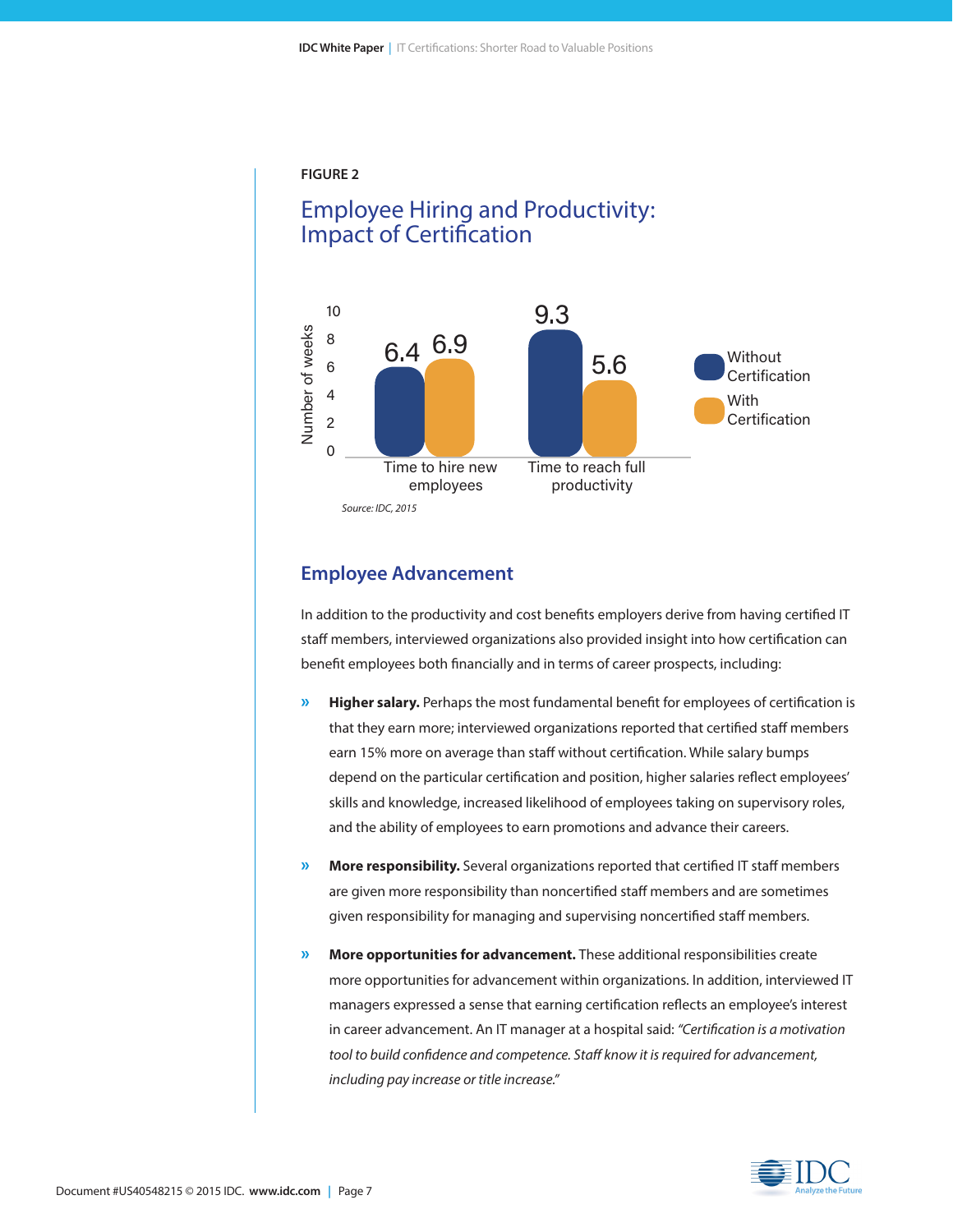FIGURE 2

## Employee Hiring and Productivity: Impact of Certification

| | Without Certification | With Certification |
|---|---|---|
| Time to hire new employees | 6.4 | 6.9 |
| Time to reach full productivity | 9.3 | 5.6 |

Number of weeks

*Source: IDC, 2015*

## Employee Advancement

In addition to the productivity and cost benefits employers derive from having certified IT staff members, interviewed organizations also provided insight into how certification can benefit employees both financially and in terms of career prospects, including:

- **Higher salary.** Perhaps the most fundamental benefit for employees of certification is that they earn more; interviewed organizations reported that certified staff members earn 15% more on average than staff without certification. While salary bumps depend on the particular certification and position, higher salaries reflect employees' skills and knowledge, increased likelihood of employees taking on supervisory roles, and the ability of employees to earn promotions and advance their careers.
- **More responsibility.** Several organizations reported that certified IT staff members are given more responsibility than noncertified staff members and are sometimes given responsibility for managing and supervising noncertified staff members.
- **More opportunities for advancement.** These additional responsibilities create more opportunities for advancement within organizations. In addition, interviewed IT managers expressed a sense that earning certification reflects an employee's interest in career advancement. An IT manager at a hospital said: *"Certification is a motivation tool to build confidence and competence. Staff know it is required for advancement, including pay increase or title increase."*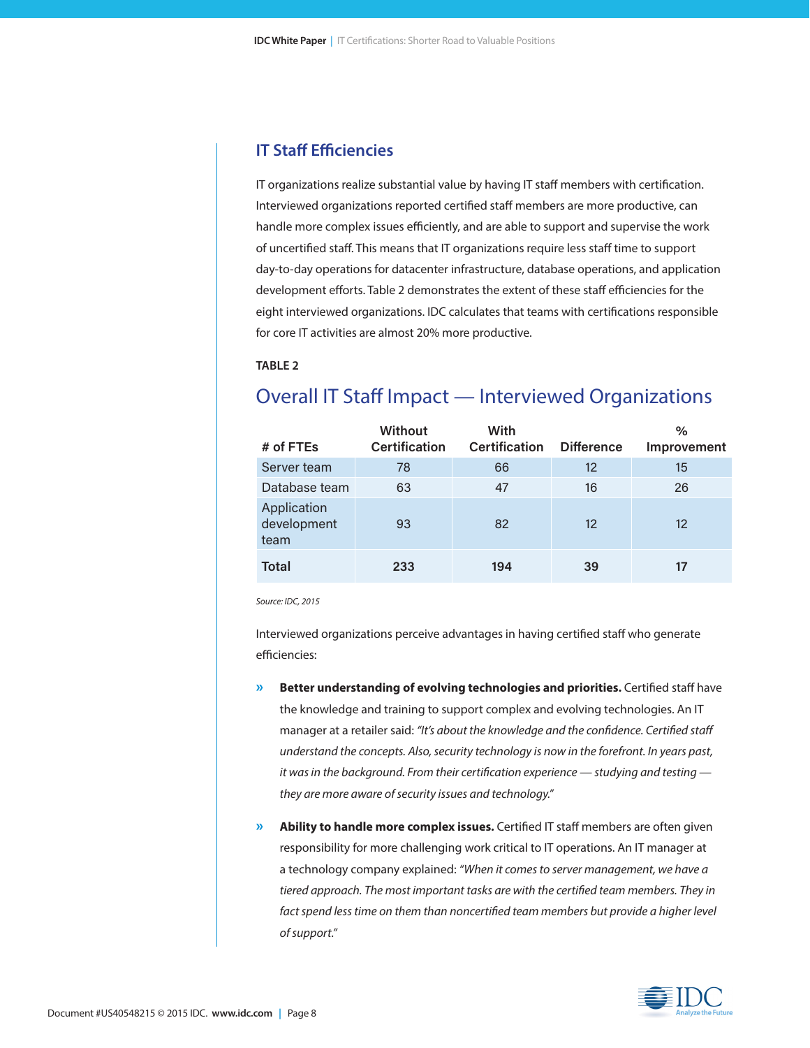## IT Staff Efficiencies

IT organizations realize substantial value by having IT staff members with certification. Interviewed organizations reported certified staff members are more productive, can handle more complex issues efficiently, and are able to support and supervise the work of uncertified staff. This means that IT organizations require less staff time to support day-to-day operations for datacenter infrastructure, database operations, and application development efforts. Table 2 demonstrates the extent of these staff efficiencies for the eight interviewed organizations. IDC calculates that teams with certifications responsible for core IT activities are almost 20% more productive.

**TABLE 2**

### Overall IT Staff Impact — Interviewed Organizations

| # of FTEs | Without Certification | With Certification | Difference | % Improvement |
|---|---|---|---|---|
| Server team | 78 | 66 | 12 | 15 |
| Database team | 63 | 47 | 16 | 26 |
| Application development team | 93 | 82 | 12 | 12 |
| **Total** | **233** | **194** | **39** | **17** |

*Source: IDC, 2015*

Interviewed organizations perceive advantages in having certified staff who generate efficiencies:

- **Better understanding of evolving technologies and priorities.** Certified staff have the knowledge and training to support complex and evolving technologies. An IT manager at a retailer said: *"It's about the knowledge and the confidence. Certified staff understand the concepts. Also, security technology is now in the forefront. In years past, it was in the background. From their certification experience — studying and testing — they are more aware of security issues and technology."*

- **Ability to handle more complex issues.** Certified IT staff members are often given responsibility for more challenging work critical to IT operations. An IT manager at a technology company explained: *"When it comes to server management, we have a tiered approach. The most important tasks are with the certified team members. They in fact spend less time on them than noncertified team members but provide a higher level of support."*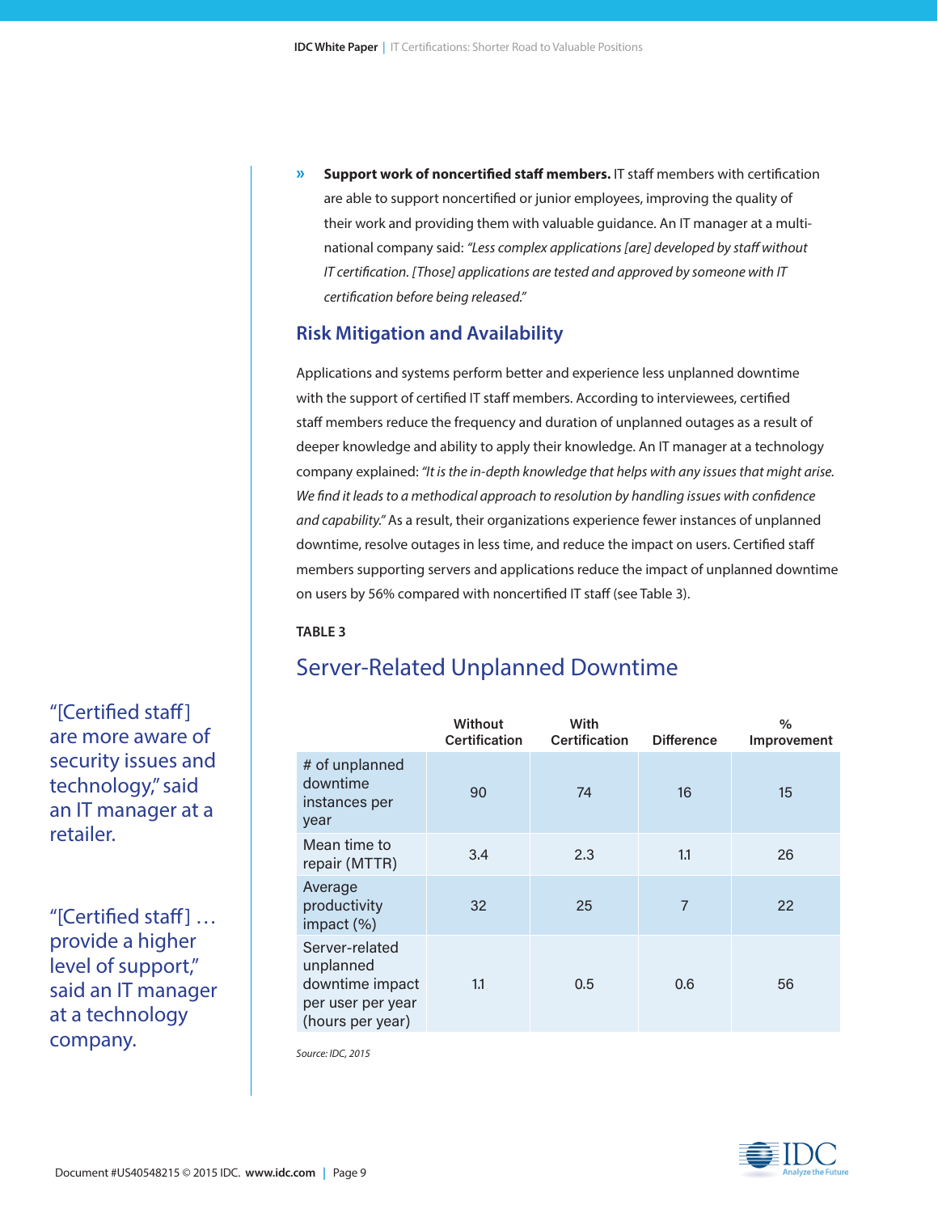» **Support work of noncertified staff members.** IT staff members with certification are able to support noncertified or junior employees, improving the quality of their work and providing them with valuable guidance. An IT manager at a multinational company said: *"Less complex applications [are] developed by staff without IT certification. [Those] applications are tested and approved by someone with IT certification before being released."*

## Risk Mitigation and Availability

Applications and systems perform better and experience less unplanned downtime with the support of certified IT staff members. According to interviewees, certified staff members reduce the frequency and duration of unplanned outages as a result of deeper knowledge and ability to apply their knowledge. An IT manager at a technology company explained: *"It is the in-depth knowledge that helps with any issues that might arise. We find it leads to a methodical approach to resolution by handling issues with confidence and capability."* As a result, their organizations experience fewer instances of unplanned downtime, resolve outages in less time, and reduce the impact on users. Certified staff members supporting servers and applications reduce the impact of unplanned downtime on users by 56% compared with noncertified IT staff (see Table 3).

"[Certified staff] are more aware of security issues and technology," said an IT manager at a retailer.

"[Certified staff] … provide a higher level of support," said an IT manager at a technology company.

**TABLE 3**

### Server-Related Unplanned Downtime

| | Without Certification | With Certification | Difference | % Improvement |
|---|---|---|---|---|
| # of unplanned downtime instances per year | 90 | 74 | 16 | 15 |
| Mean time to repair (MTTR) | 3.4 | 2.3 | 1.1 | 26 |
| Average productivity impact (%) | 32 | 25 | 7 | 22 |
| Server-related unplanned downtime impact per user per year (hours per year) | 1.1 | 0.5 | 0.6 | 56 |

*Source: IDC, 2015*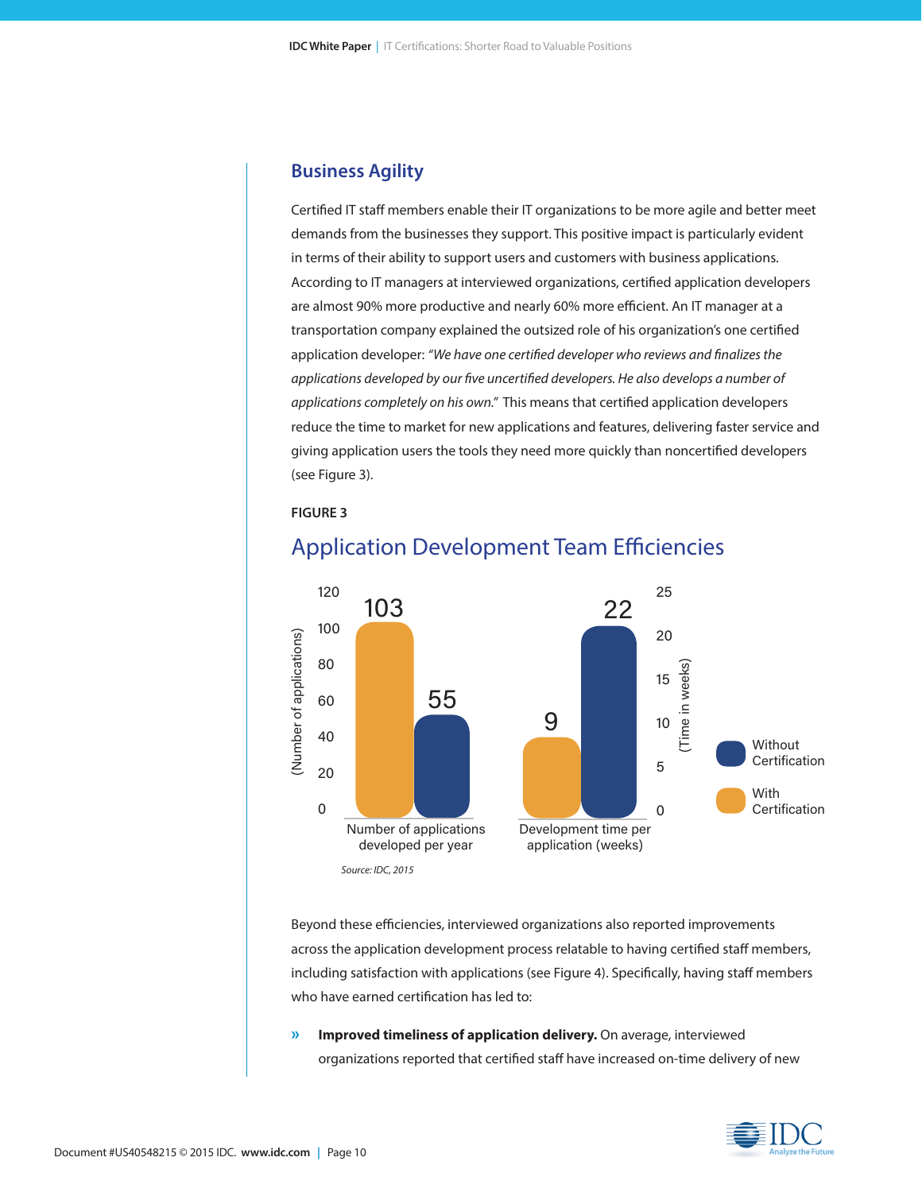## Business Agility

Certified IT staff members enable their IT organizations to be more agile and better meet demands from the businesses they support. This positive impact is particularly evident in terms of their ability to support users and customers with business applications. According to IT managers at interviewed organizations, certified application developers are almost 90% more productive and nearly 60% more efficient. An IT manager at a transportation company explained the outsized role of his organization's one certified application developer: *"We have one certified developer who reviews and finalizes the applications developed by our five uncertified developers. He also develops a number of applications completely on his own."* This means that certified application developers reduce the time to market for new applications and features, delivering faster service and giving application users the tools they need more quickly than noncertified developers (see Figure 3).

**FIGURE 3**

### Application Development Team Efficiencies

| | With Certification | Without Certification |
|---|---|---|
| Number of applications developed per year | 103 | 55 |
| Development time per application (weeks) | 9 | 22 |

*Source: IDC, 2015*

Beyond these efficiencies, interviewed organizations also reported improvements across the application development process relatable to having certified staff members, including satisfaction with applications (see Figure 4). Specifically, having staff members who have earned certification has led to:

- **Improved timeliness of application delivery.** On average, interviewed organizations reported that certified staff have increased on-time delivery of new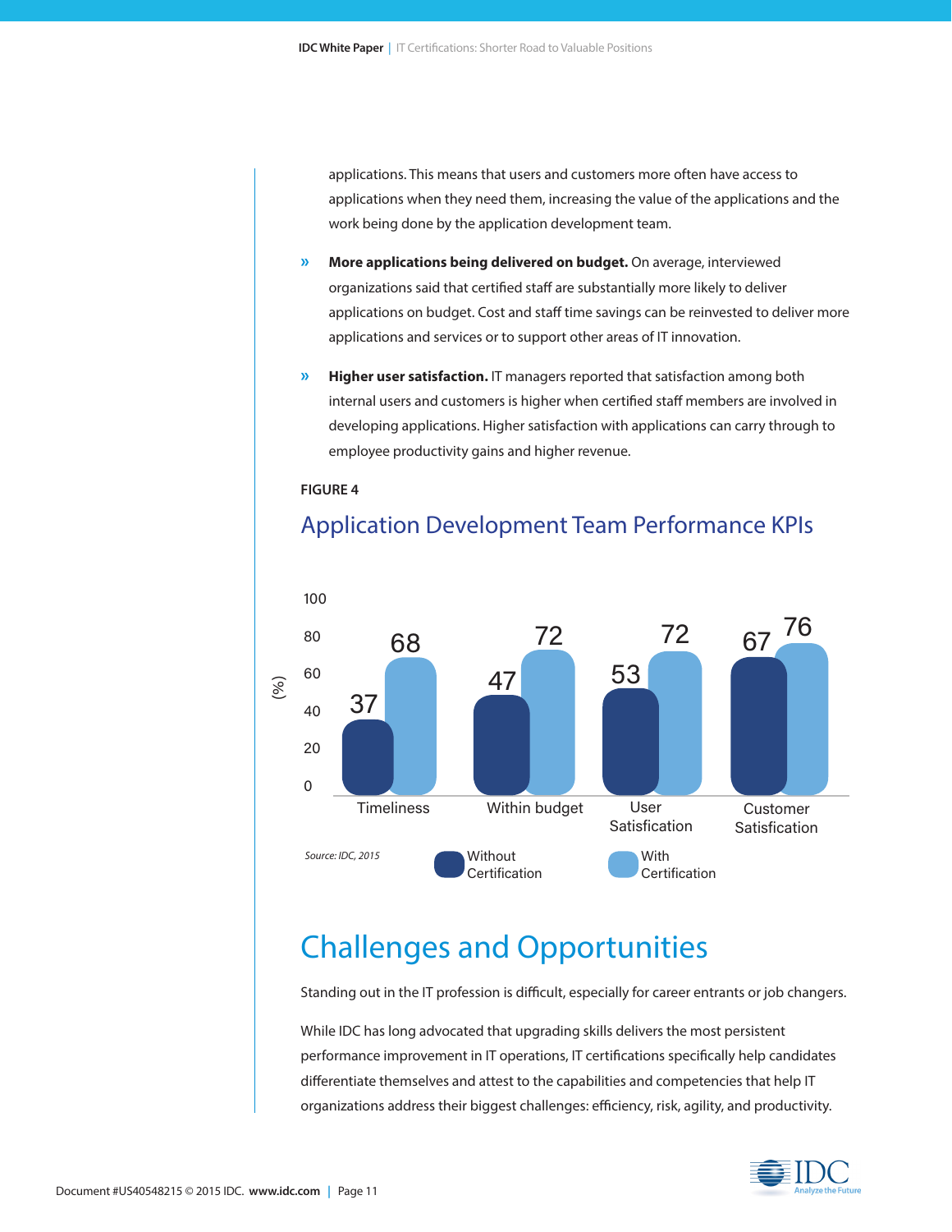applications. This means that users and customers more often have access to applications when they need them, increasing the value of the applications and the work being done by the application development team.

- **More applications being delivered on budget.** On average, interviewed organizations said that certified staff are substantially more likely to deliver applications on budget. Cost and staff time savings can be reinvested to deliver more applications and services or to support other areas of IT innovation.
- **Higher user satisfaction.** IT managers reported that satisfaction among both internal users and customers is higher when certified staff members are involved in developing applications. Higher satisfaction with applications can carry through to employee productivity gains and higher revenue.

**FIGURE 4**

### Application Development Team Performance KPIs

| (%) | Without Certification | With Certification |
|---|---|---|
| Timeliness | 37 | 68 |
| Within budget | 47 | 72 |
| User Satisfaction | 53 | 72 |
| Customer Satisfaction | 67 | 76 |

*Source: IDC, 2015*

## Challenges and Opportunities

Standing out in the IT profession is difficult, especially for career entrants or job changers.

While IDC has long advocated that upgrading skills delivers the most persistent performance improvement in IT operations, IT certifications specifically help candidates differentiate themselves and attest to the capabilities and competencies that help IT organizations address their biggest challenges: efficiency, risk, agility, and productivity.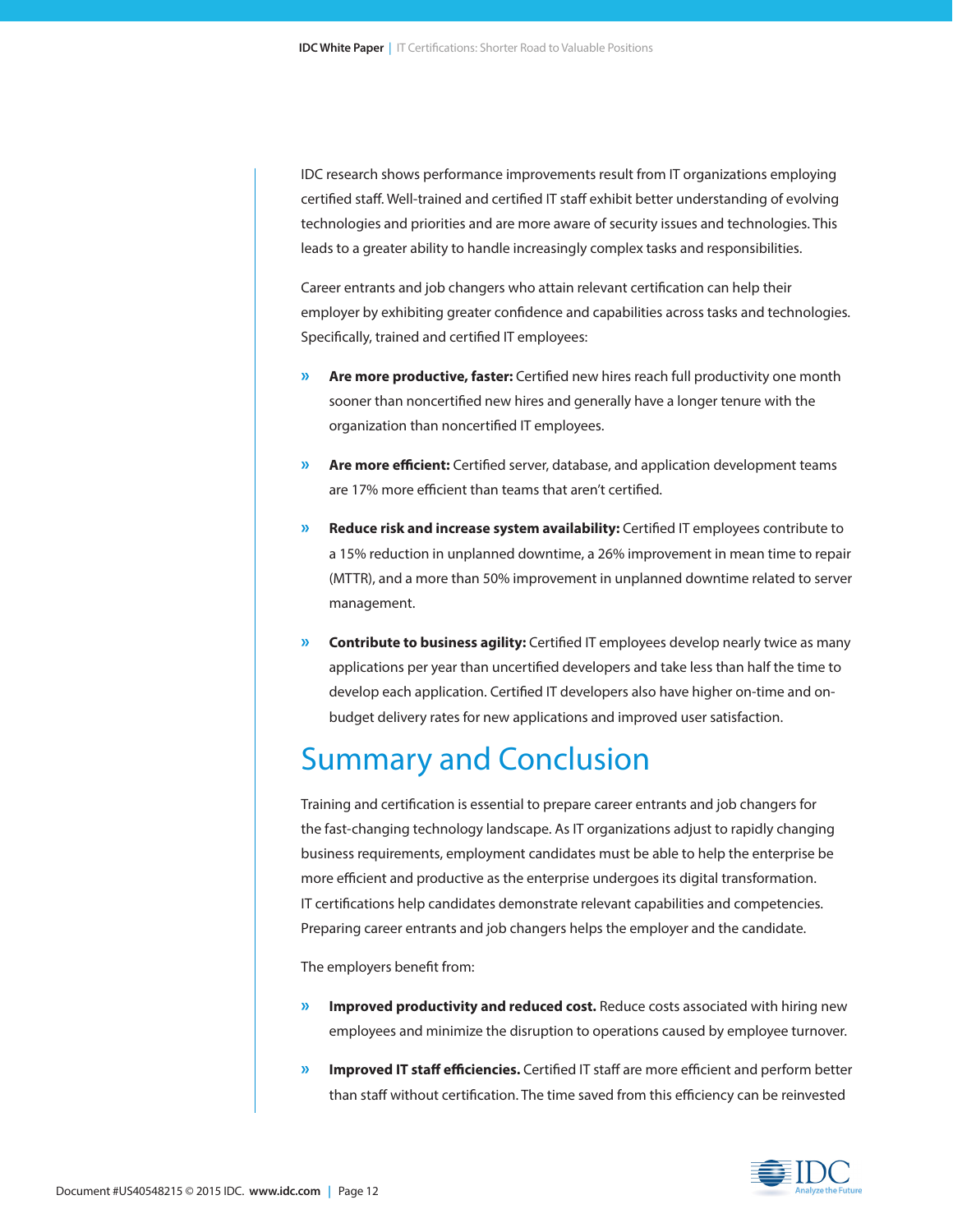IDC research shows performance improvements result from IT organizations employing certified staff. Well-trained and certified IT staff exhibit better understanding of evolving technologies and priorities and are more aware of security issues and technologies. This leads to a greater ability to handle increasingly complex tasks and responsibilities.

Career entrants and job changers who attain relevant certification can help their employer by exhibiting greater confidence and capabilities across tasks and technologies. Specifically, trained and certified IT employees:

- **Are more productive, faster:** Certified new hires reach full productivity one month sooner than noncertified new hires and generally have a longer tenure with the organization than noncertified IT employees.
- **Are more efficient:** Certified server, database, and application development teams are 17% more efficient than teams that aren't certified.
- **Reduce risk and increase system availability:** Certified IT employees contribute to a 15% reduction in unplanned downtime, a 26% improvement in mean time to repair (MTTR), and a more than 50% improvement in unplanned downtime related to server management.
- **Contribute to business agility:** Certified IT employees develop nearly twice as many applications per year than uncertified developers and take less than half the time to develop each application. Certified IT developers also have higher on-time and on-budget delivery rates for new applications and improved user satisfaction.

# Summary and Conclusion

Training and certification is essential to prepare career entrants and job changers for the fast-changing technology landscape. As IT organizations adjust to rapidly changing business requirements, employment candidates must be able to help the enterprise be more efficient and productive as the enterprise undergoes its digital transformation. IT certifications help candidates demonstrate relevant capabilities and competencies. Preparing career entrants and job changers helps the employer and the candidate.

The employers benefit from:

- **Improved productivity and reduced cost.** Reduce costs associated with hiring new employees and minimize the disruption to operations caused by employee turnover.
- **Improved IT staff efficiencies.** Certified IT staff are more efficient and perform better than staff without certification. The time saved from this efficiency can be reinvested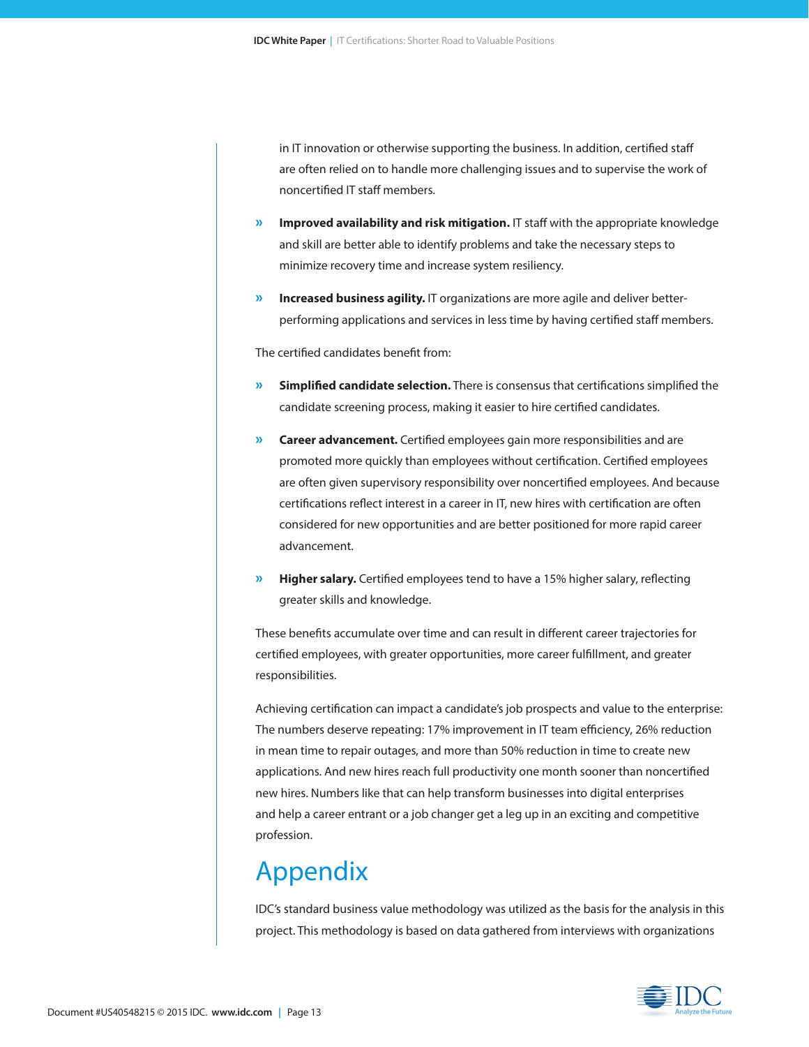in IT innovation or otherwise supporting the business. In addition, certified staff are often relied on to handle more challenging issues and to supervise the work of noncertified IT staff members.

- **Improved availability and risk mitigation.** IT staff with the appropriate knowledge and skill are better able to identify problems and take the necessary steps to minimize recovery time and increase system resiliency.
- **Increased business agility.** IT organizations are more agile and deliver better-performing applications and services in less time by having certified staff members.

The certified candidates benefit from:

- **Simplified candidate selection.** There is consensus that certifications simplified the candidate screening process, making it easier to hire certified candidates.
- **Career advancement.** Certified employees gain more responsibilities and are promoted more quickly than employees without certification. Certified employees are often given supervisory responsibility over noncertified employees. And because certifications reflect interest in a career in IT, new hires with certification are often considered for new opportunities and are better positioned for more rapid career advancement.
- **Higher salary.** Certified employees tend to have a 15% higher salary, reflecting greater skills and knowledge.

These benefits accumulate over time and can result in different career trajectories for certified employees, with greater opportunities, more career fulfillment, and greater responsibilities.

Achieving certification can impact a candidate's job prospects and value to the enterprise: The numbers deserve repeating: 17% improvement in IT team efficiency, 26% reduction in mean time to repair outages, and more than 50% reduction in time to create new applications. And new hires reach full productivity one month sooner than noncertified new hires. Numbers like that can help transform businesses into digital enterprises and help a career entrant or a job changer get a leg up in an exciting and competitive profession.

# Appendix

IDC's standard business value methodology was utilized as the basis for the analysis in this project. This methodology is based on data gathered from interviews with organizations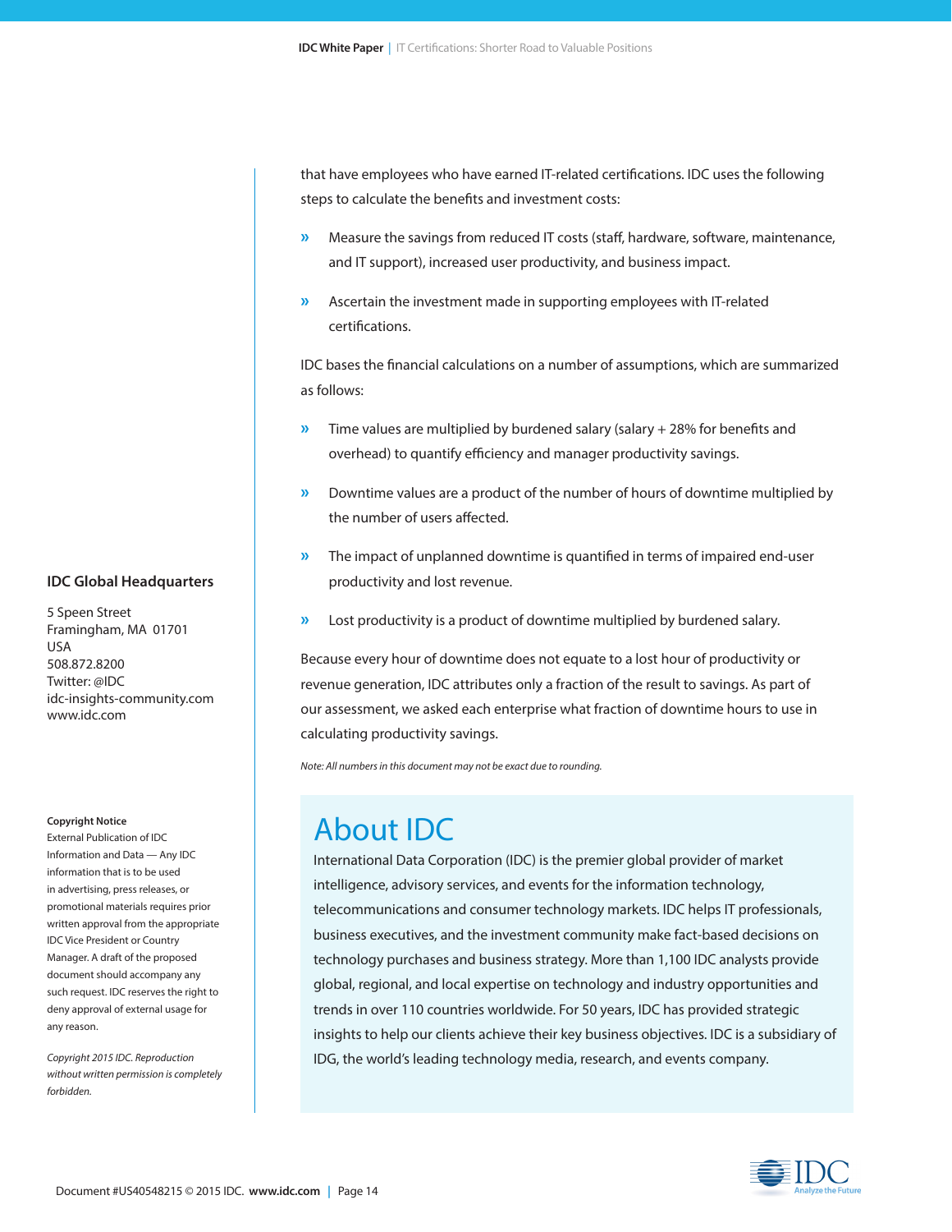that have employees who have earned IT-related certifications. IDC uses the following steps to calculate the benefits and investment costs:

- Measure the savings from reduced IT costs (staff, hardware, software, maintenance, and IT support), increased user productivity, and business impact.
- Ascertain the investment made in supporting employees with IT-related certifications.

IDC bases the financial calculations on a number of assumptions, which are summarized as follows:

- Time values are multiplied by burdened salary (salary + 28% for benefits and overhead) to quantify efficiency and manager productivity savings.
- Downtime values are a product of the number of hours of downtime multiplied by the number of users affected.
- The impact of unplanned downtime is quantified in terms of impaired end-user productivity and lost revenue.
- Lost productivity is a product of downtime multiplied by burdened salary.

Because every hour of downtime does not equate to a lost hour of productivity or revenue generation, IDC attributes only a fraction of the result to savings. As part of our assessment, we asked each enterprise what fraction of downtime hours to use in calculating productivity savings.

*Note: All numbers in this document may not be exact due to rounding.*

## About IDC

International Data Corporation (IDC) is the premier global provider of market intelligence, advisory services, and events for the information technology, telecommunications and consumer technology markets. IDC helps IT professionals, business executives, and the investment community make fact-based decisions on technology purchases and business strategy. More than 1,100 IDC analysts provide global, regional, and local expertise on technology and industry opportunities and trends in over 110 countries worldwide. For 50 years, IDC has provided strategic insights to help our clients achieve their key business objectives. IDC is a subsidiary of IDG, the world's leading technology media, research, and events company.

**IDC Global Headquarters**

5 Speen Street
Framingham, MA 01701
USA
508.872.8200
Twitter: @IDC
idc-insights-community.com
www.idc.com

**Copyright Notice**

External Publication of IDC Information and Data — Any IDC information that is to be used in advertising, press releases, or promotional materials requires prior written approval from the appropriate IDC Vice President or Country Manager. A draft of the proposed document should accompany any such request. IDC reserves the right to deny approval of external usage for any reason.

*Copyright 2015 IDC. Reproduction without written permission is completely forbidden.*